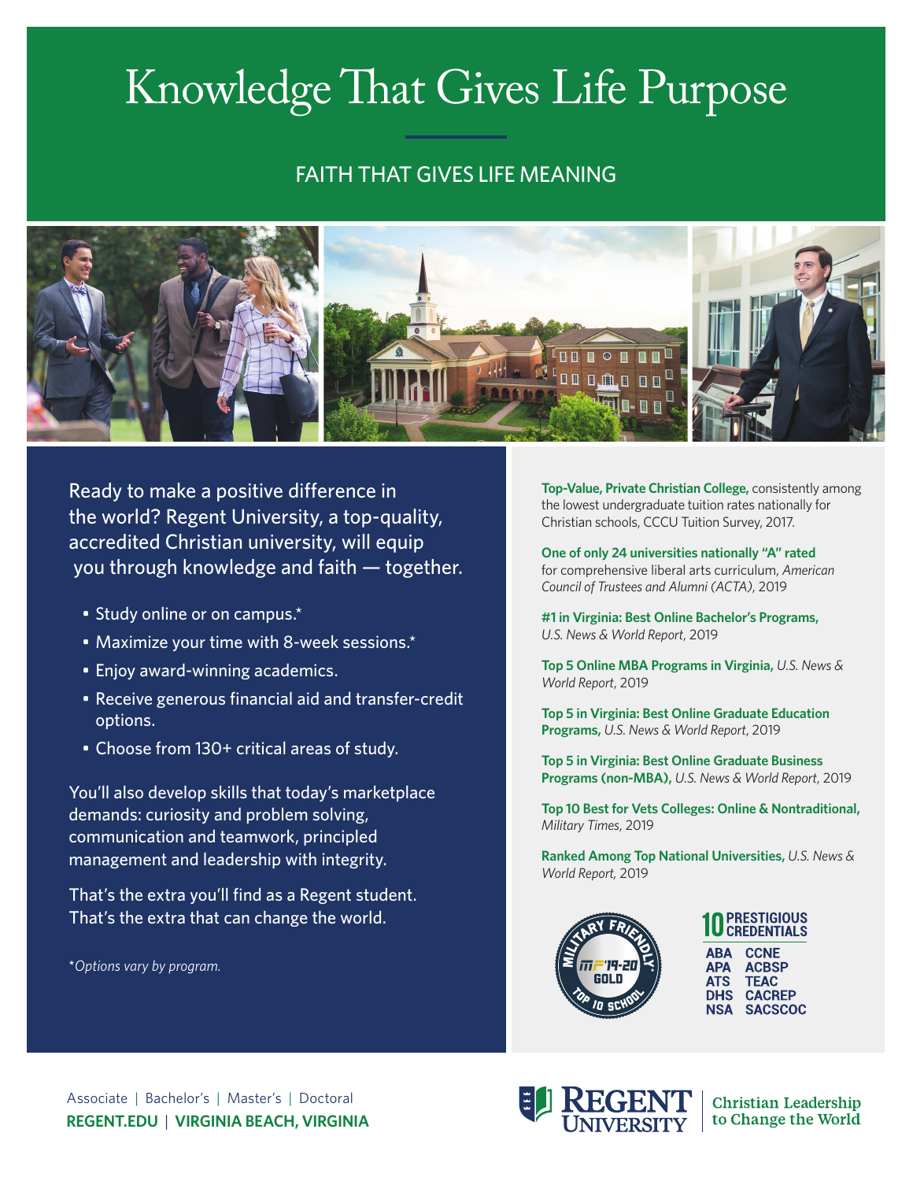# Knowledge That Gives Life Purpose

## FAITH THAT GIVES LIFE MEANING

Ready to make a positive difference in the world? Regent University, a top-quality, accredited Christian university, will equip you through knowledge and faith — together.

- Study online or on campus.*
- Maximize your time with 8-week sessions.*
- Enjoy award-winning academics.
- Receive generous financial aid and transfer-credit options.
- Choose from 130+ critical areas of study.

You'll also develop skills that today's marketplace demands: curiosity and problem solving, communication and teamwork, principled management and leadership with integrity.

That's the extra you'll find as a Regent student. That's the extra that can change the world.

*\*Options vary by program.*

**Top-Value, Private Christian College,** consistently among the lowest undergraduate tuition rates nationally for Christian schools, CCCU Tuition Survey, 2017.

**One of only 24 universities nationally "A" rated** for comprehensive liberal arts curriculum, *American Council of Trustees and Alumni (ACTA)*, 2019

**#1 in Virginia: Best Online Bachelor's Programs,** *U.S. News & World Report*, 2019

**Top 5 Online MBA Programs in Virginia,** *U.S. News & World Report*, 2019

**Top 5 in Virginia: Best Online Graduate Education Programs,** *U.S. News & World Report*, 2019

**Top 5 in Virginia: Best Online Graduate Business Programs (non-MBA),** *U.S. News & World Report*, 2019

**Top 10 Best for Vets Colleges: Online & Nontraditional,** *Military Times*, 2019

**Ranked Among Top National Universities,** *U.S. News & World Report*, 2019

MILITARY FRIENDLY® MF '19-20 GOLD TOP 10 SCHOOL

**10 PRESTIGIOUS CREDENTIALS**

| | |
|---|---|
| ABA | CCNE |
| APA | ACBSP |
| ATS | TEAC |
| DHS | CACREP |
| NSA | SACSCOC |

Associate | Bachelor's | Master's | Doctoral

**REGENT.EDU | VIRGINIA BEACH, VIRGINIA**

REGENT UNIVERSITY | Christian Leadership to Change the World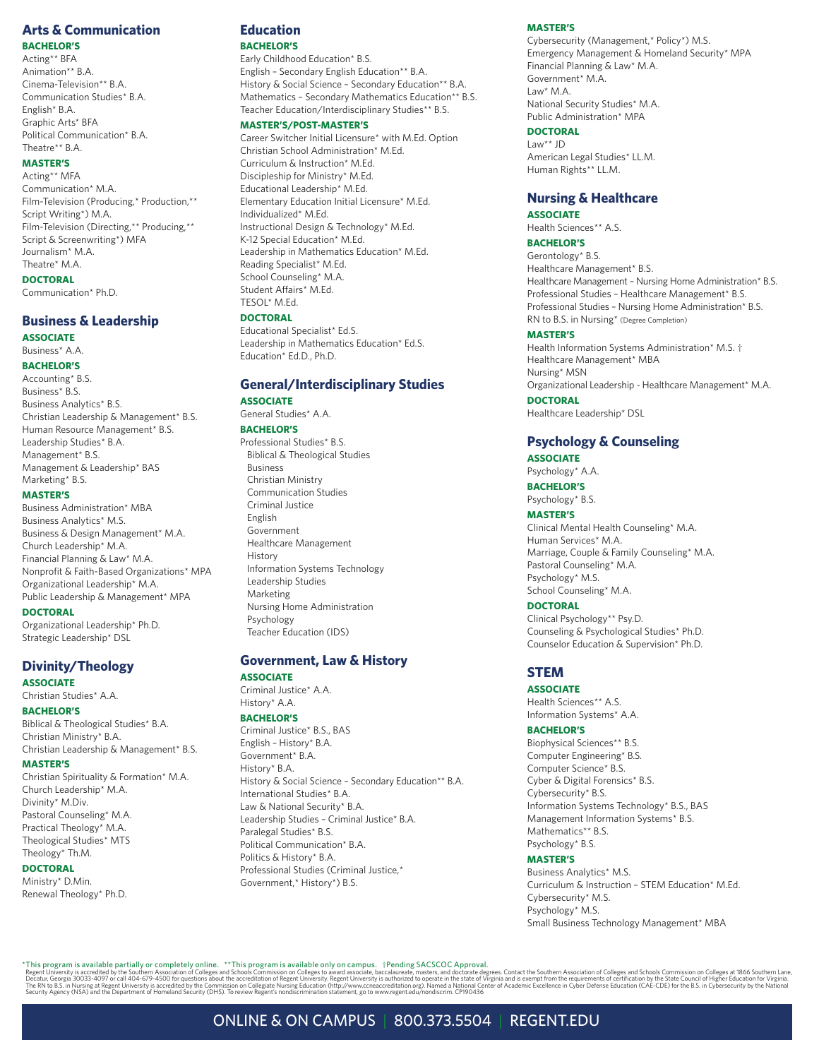## Arts & Communication

### BACHELOR'S

Acting** BFA
Animation** B.A.
Cinema-Television** B.A.
Communication Studies* B.A.
English* B.A.
Graphic Arts* BFA
Political Communication* B.A.
Theatre** B.A.

### MASTER'S

Acting** MFA
Communication* M.A.
Film-Television (Producing,* Production,** Script Writing*) M.A.
Film-Television (Directing,** Producing,** Script & Screenwriting*) MFA
Journalism* M.A.
Theatre* M.A.

### DOCTORAL

Communication* Ph.D.

## Business & Leadership

### ASSOCIATE

Business* A.A.

### BACHELOR'S

Accounting* B.S.
Business* B.S.
Business Analytics* B.S.
Christian Leadership & Management* B.S.
Human Resource Management* B.S.
Leadership Studies* B.A.
Management* B.S.
Management & Leadership* BAS
Marketing* B.S.

### MASTER'S

Business Administration* MBA
Business Analytics* M.S.
Business & Design Management* M.A.
Church Leadership* M.A.
Financial Planning & Law* M.A.
Nonprofit & Faith-Based Organizations* MPA
Organizational Leadership* M.A.
Public Leadership & Management* MPA

### DOCTORAL

Organizational Leadership* Ph.D.
Strategic Leadership* DSL

## Divinity/Theology

### ASSOCIATE

Christian Studies* A.A.

### BACHELOR'S

Biblical & Theological Studies* B.A.
Christian Ministry* B.A.
Christian Leadership & Management* B.S.

### MASTER'S

Christian Spirituality & Formation* M.A.
Church Leadership* M.A.
Divinity* M.Div.
Pastoral Counseling* M.A.
Practical Theology* M.A.
Theological Studies* MTS
Theology* Th.M.

### DOCTORAL

Ministry* D.Min.
Renewal Theology* Ph.D.

## Education

### BACHELOR'S

Early Childhood Education* B.S.
English – Secondary English Education** B.A.
History & Social Science – Secondary Education** B.A.
Mathematics – Secondary Mathematics Education** B.S.
Teacher Education/Interdisciplinary Studies** B.S.

### MASTER'S/POST-MASTER'S

Career Switcher Initial Licensure* with M.Ed. Option
Christian School Administration* M.Ed.
Curriculum & Instruction* M.Ed.
Discipleship for Ministry* M.Ed.
Educational Leadership* M.Ed.
Elementary Education Initial Licensure* M.Ed.
Individualized* M.Ed.
Instructional Design & Technology* M.Ed.
K-12 Special Education* M.Ed.
Leadership in Mathematics Education* M.Ed.
Reading Specialist* M.Ed.
School Counseling* M.A.
Student Affairs* M.Ed.
TESOL* M.Ed.

### DOCTORAL

Educational Specialist* Ed.S.
Leadership in Mathematics Education* Ed.S.
Education* Ed.D., Ph.D.

## General/Interdisciplinary Studies

### ASSOCIATE

General Studies* A.A.

### BACHELOR'S

Professional Studies* B.S.
- Biblical & Theological Studies
- Business
- Christian Ministry
- Communication Studies
- Criminal Justice
- English
- Government
- Healthcare Management
- History
- Information Systems Technology
- Leadership Studies
- Marketing
- Nursing Home Administration
- Psychology
- Teacher Education (IDS)

## Government, Law & History

### ASSOCIATE

Criminal Justice* A.A.
History* A.A.

### BACHELOR'S

Criminal Justice* B.S., BAS
English – History* B.A.
Government* B.A.
History* B.A.
History & Social Science – Secondary Education** B.A.
International Studies* B.A.
Law & National Security* B.A.
Leadership Studies – Criminal Justice* B.A.
Paralegal Studies* B.S.
Political Communication* B.A.
Politics & History* B.A.
Professional Studies (Criminal Justice,* Government,* History*) B.S.

### MASTER'S

Cybersecurity (Management,* Policy*) M.S.
Emergency Management & Homeland Security* MPA
Financial Planning & Law* M.A.
Government* M.A.
Law* M.A.
National Security Studies* M.A.
Public Administration* MPA

### DOCTORAL

Law** JD
American Legal Studies* LL.M.
Human Rights** LL.M.

## Nursing & Healthcare

### ASSOCIATE

Health Sciences** A.S.

### BACHELOR'S

Gerontology* B.S.
Healthcare Management* B.S.
Healthcare Management – Nursing Home Administration* B.S.
Professional Studies – Healthcare Management* B.S.
Professional Studies – Nursing Home Administration* B.S.
RN to B.S. in Nursing* (Degree Completion)

### MASTER'S

Health Information Systems Administration* M.S. †
Healthcare Management* MBA
Nursing* MSN
Organizational Leadership - Healthcare Management* M.A.

### DOCTORAL

Healthcare Leadership* DSL

## Psychology & Counseling

### ASSOCIATE

Psychology* A.A.

### BACHELOR'S

Psychology* B.S.

### MASTER'S

Clinical Mental Health Counseling* M.A.
Human Services* M.A.
Marriage, Couple & Family Counseling* M.A.
Pastoral Counseling* M.A.
Psychology* M.S.
School Counseling* M.A.

### DOCTORAL

Clinical Psychology** Psy.D.
Counseling & Psychological Studies* Ph.D.
Counselor Education & Supervision* Ph.D.

## STEM

### ASSOCIATE

Health Sciences** A.S.
Information Systems* A.A.

### BACHELOR'S

Biophysical Sciences** B.S.
Computer Engineering* B.S.
Computer Science* B.S.
Cyber & Digital Forensics* B.S.
Cybersecurity* B.S.
Information Systems Technology* B.S., BAS
Management Information Systems* B.S.
Mathematics** B.S.
Psychology* B.S.

### MASTER'S

Business Analytics* M.S.
Curriculum & Instruction – STEM Education* M.Ed.
Cybersecurity* M.S.
Psychology* M.S.
Small Business Technology Management* MBA

*This program is available partially or completely online. **This program is available only on campus. †Pending SACSCOC Approval.

Regent University is accredited by the Southern Association of Colleges and Schools Commission on Colleges to award associate, baccalaureate, masters, and doctorate degrees. Contact the Southern Association of Colleges and Schools Commission on Colleges at 1866 Southern Lane, Decatur, Georgia 30033-4097 or call 404-679-4500 for questions about the accreditation of Regent University. Regent University is authorized to operate in the state of Virginia and is exempt from the requirements of certification by the State Council of Higher Education for Virginia. The RN to B.S. in Nursing at Regent University is accredited by the Commission on Collegiate Nursing Education (http://www.ccneaccreditation.org). Named a National Center of Academic Excellence in Cyber Defense Education (CAE-CDE) for the B.S. in Cybersecurity by the National Security Agency (NSA) and the Department of Homeland Security (DHS). To review Regent's nondiscrimination statement, go to www.regent.edu/nondiscrim. CP190436

ONLINE & ON CAMPUS | 800.373.5504 | REGENT.EDU